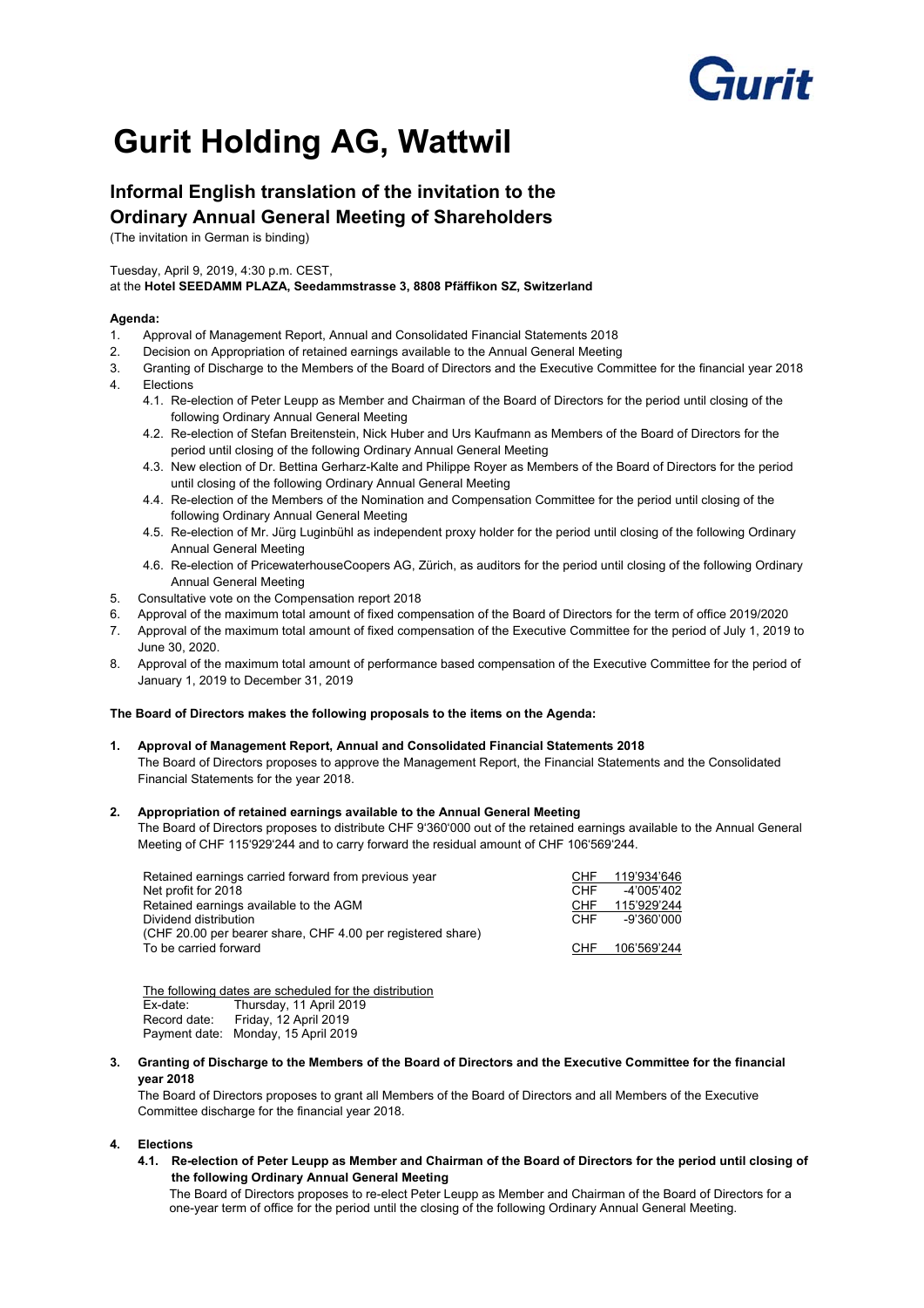# Gurit Holding AG, Wattwil

## Informal English translation of the invitation to the Ordinary Annual General Meeting of Shareholders

(The invitation in German is binding)

Tuesday, April 9, 2019, 4:30 p.m. CEST,
at the **Hotel SEEDAMM PLAZA, Seedammstrasse 3, 8808 Pfäffikon SZ, Switzerland**

**Agenda:**

1. Approval of Management Report, Annual and Consolidated Financial Statements 2018
2. Decision on Appropriation of retained earnings available to the Annual General Meeting
3. Granting of Discharge to the Members of the Board of Directors and the Executive Committee for the financial year 2018
4. Elections
   - 4.1. Re-election of Peter Leupp as Member and Chairman of the Board of Directors for the period until closing of the following Ordinary Annual General Meeting
   - 4.2. Re-election of Stefan Breitenstein, Nick Huber and Urs Kaufmann as Members of the Board of Directors for the period until closing of the following Ordinary Annual General Meeting
   - 4.3. New election of Dr. Bettina Gerharz-Kalte and Philippe Royer as Members of the Board of Directors for the period until closing of the following Ordinary Annual General Meeting
   - 4.4. Re-election of the Members of the Nomination and Compensation Committee for the period until closing of the following Ordinary Annual General Meeting
   - 4.5. Re-election of Mr. Jürg Luginbühl as independent proxy holder for the period until closing of the following Ordinary Annual General Meeting
   - 4.6. Re-election of PricewaterhouseCoopers AG, Zürich, as auditors for the period until closing of the following Ordinary Annual General Meeting
5. Consultative vote on the Compensation report 2018
6. Approval of the maximum total amount of fixed compensation of the Board of Directors for the term of office 2019/2020
7. Approval of the maximum total amount of fixed compensation of the Executive Committee for the period of July 1, 2019 to June 30, 2020.
8. Approval of the maximum total amount of performance based compensation of the Executive Committee for the period of January 1, 2019 to December 31, 2019

**The Board of Directors makes the following proposals to the items on the Agenda:**

**1. Approval of Management Report, Annual and Consolidated Financial Statements 2018**

The Board of Directors proposes to approve the Management Report, the Financial Statements and the Consolidated Financial Statements for the year 2018.

**2. Appropriation of retained earnings available to the Annual General Meeting**

The Board of Directors proposes to distribute CHF 9'360'000 out of the retained earnings available to the Annual General Meeting of CHF 115'929'244 and to carry forward the residual amount of CHF 106'569'244.

| | | |
|---|---|---|
| Retained earnings carried forward from previous year | CHF | 119'934'646 |
| Net profit for 2018 | CHF | -4'005'402 |
| Retained earnings available to the AGM | CHF | 115'929'244 |
| Dividend distribution (CHF 20.00 per bearer share, CHF 4.00 per registered share) | CHF | -9'360'000 |
| To be carried forward | CHF | 106'569'244 |

The following dates are scheduled for the distribution

Ex-date: Thursday, 11 April 2019
Record date: Friday, 12 April 2019
Payment date: Monday, 15 April 2019

**3. Granting of Discharge to the Members of the Board of Directors and the Executive Committee for the financial year 2018**

The Board of Directors proposes to grant all Members of the Board of Directors and all Members of the Executive Committee discharge for the financial year 2018.

**4. Elections**

**4.1. Re-election of Peter Leupp as Member and Chairman of the Board of Directors for the period until closing of the following Ordinary Annual General Meeting**

The Board of Directors proposes to re-elect Peter Leupp as Member and Chairman of the Board of Directors for a one-year term of office for the period until the closing of the following Ordinary Annual General Meeting.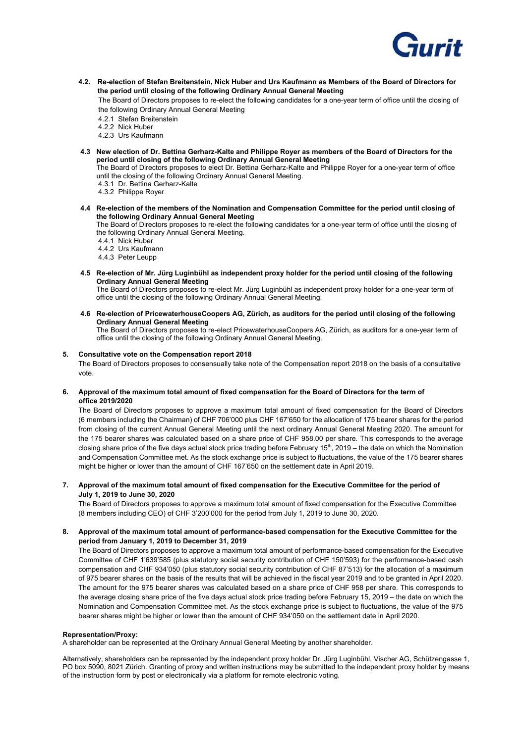**4.2. Re-election of Stefan Breitenstein, Nick Huber and Urs Kaufmann as Members of the Board of Directors for the period until closing of the following Ordinary Annual General Meeting**

The Board of Directors proposes to re-elect the following candidates for a one-year term of office until the closing of the following Ordinary Annual General Meeting

4.2.1 Stefan Breitenstein
4.2.2 Nick Huber
4.2.3 Urs Kaufmann

**4.3 New election of Dr. Bettina Gerharz-Kalte and Philippe Royer as members of the Board of Directors for the period until closing of the following Ordinary Annual General Meeting**

The Board of Directors proposes to elect Dr. Bettina Gerharz-Kalte and Philippe Royer for a one-year term of office until the closing of the following Ordinary Annual General Meeting.

4.3.1 Dr. Bettina Gerharz-Kalte
4.3.2 Philippe Royer

**4.4 Re-election of the members of the Nomination and Compensation Committee for the period until closing of the following Ordinary Annual General Meeting**

The Board of Directors proposes to re-elect the following candidates for a one-year term of office until the closing of the following Ordinary Annual General Meeting.

4.4.1 Nick Huber
4.4.2 Urs Kaufmann
4.4.3 Peter Leupp

**4.5 Re-election of Mr. Jürg Luginbühl as independent proxy holder for the period until closing of the following Ordinary Annual General Meeting**

The Board of Directors proposes to re-elect Mr. Jürg Luginbühl as independent proxy holder for a one-year term of office until the closing of the following Ordinary Annual General Meeting.

**4.6 Re-election of PricewaterhouseCoopers AG, Zürich, as auditors for the period until closing of the following Ordinary Annual General Meeting**

The Board of Directors proposes to re-elect PricewaterhouseCoopers AG, Zürich, as auditors for a one-year term of office until the closing of the following Ordinary Annual General Meeting.

**5. Consultative vote on the Compensation report 2018**

The Board of Directors proposes to consensually take note of the Compensation report 2018 on the basis of a consultative vote.

**6. Approval of the maximum total amount of fixed compensation for the Board of Directors for the term of office 2019/2020**

The Board of Directors proposes to approve a maximum total amount of fixed compensation for the Board of Directors (6 members including the Chairman) of CHF 706'000 plus CHF 167'650 for the allocation of 175 bearer shares for the period from closing of the current Annual General Meeting until the next ordinary Annual General Meeting 2020. The amount for the 175 bearer shares was calculated based on a share price of CHF 958.00 per share. This corresponds to the average closing share price of the five days actual stock price trading before February 15th, 2019 – the date on which the Nomination and Compensation Committee met. As the stock exchange price is subject to fluctuations, the value of the 175 bearer shares might be higher or lower than the amount of CHF 167'650 on the settlement date in April 2019.

**7. Approval of the maximum total amount of fixed compensation for the Executive Committee for the period of July 1, 2019 to June 30, 2020**

The Board of Directors proposes to approve a maximum total amount of fixed compensation for the Executive Committee (8 members including CEO) of CHF 3'200'000 for the period from July 1, 2019 to June 30, 2020.

**8. Approval of the maximum total amount of performance-based compensation for the Executive Committee for the period from January 1, 2019 to December 31, 2019**

The Board of Directors proposes to approve a maximum total amount of performance-based compensation for the Executive Committee of CHF 1'639'585 (plus statutory social security contribution of CHF 150'593) for the performance-based cash compensation and CHF 934'050 (plus statutory social security contribution of CHF 87'513) for the allocation of a maximum of 975 bearer shares on the basis of the results that will be achieved in the fiscal year 2019 and to be granted in April 2020. The amount for the 975 bearer shares was calculated based on a share price of CHF 958 per share. This corresponds to the average closing share price of the five days actual stock price trading before February 15, 2019 – the date on which the Nomination and Compensation Committee met. As the stock exchange price is subject to fluctuations, the value of the 975 bearer shares might be higher or lower than the amount of CHF 934'050 on the settlement date in April 2020.

**Representation/Proxy:**

A shareholder can be represented at the Ordinary Annual General Meeting by another shareholder.

Alternatively, shareholders can be represented by the independent proxy holder Dr. Jürg Luginbühl, Vischer AG, Schützengasse 1, PO box 5090, 8021 Zürich. Granting of proxy and written instructions may be submitted to the independent proxy holder by means of the instruction form by post or electronically via a platform for remote electronic voting.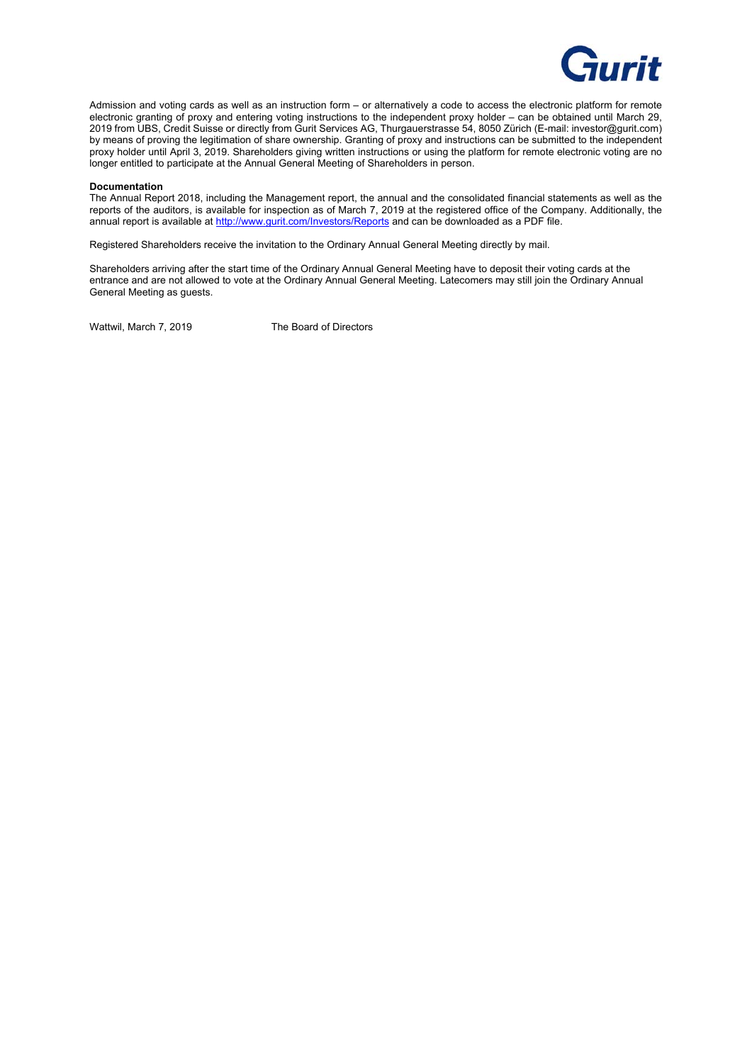Admission and voting cards as well as an instruction form – or alternatively a code to access the electronic platform for remote electronic granting of proxy and entering voting instructions to the independent proxy holder – can be obtained until March 29, 2019 from UBS, Credit Suisse or directly from Gurit Services AG, Thurgauerstrasse 54, 8050 Zürich (E-mail: investor@gurit.com) by means of proving the legitimation of share ownership. Granting of proxy and instructions can be submitted to the independent proxy holder until April 3, 2019. Shareholders giving written instructions or using the platform for remote electronic voting are no longer entitled to participate at the Annual General Meeting of Shareholders in person.

**Documentation**

The Annual Report 2018, including the Management report, the annual and the consolidated financial statements as well as the reports of the auditors, is available for inspection as of March 7, 2019 at the registered office of the Company. Additionally, the annual report is available at http://www.gurit.com/Investors/Reports and can be downloaded as a PDF file.

Registered Shareholders receive the invitation to the Ordinary Annual General Meeting directly by mail.

Shareholders arriving after the start time of the Ordinary Annual General Meeting have to deposit their voting cards at the entrance and are not allowed to vote at the Ordinary Annual General Meeting. Latecomers may still join the Ordinary Annual General Meeting as guests.

Wattwil, March 7, 2019 The Board of Directors